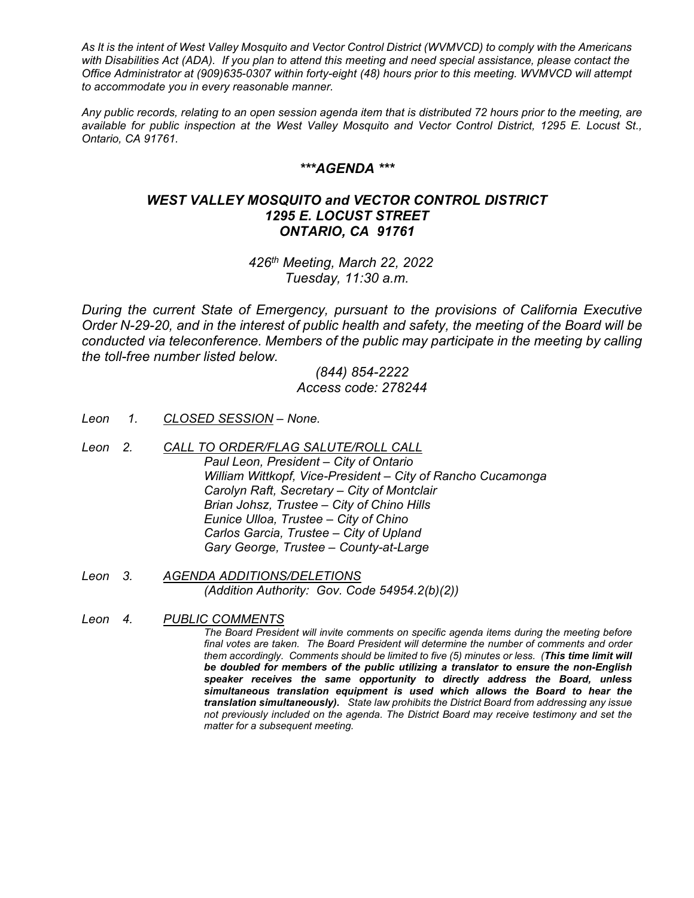*As It is the intent of West Valley Mosquito and Vector Control District (WVMVCD) to comply with the Americans with Disabilities Act (ADA). If you plan to attend this meeting and need special assistance, please contact the Office Administrator at (909)635-0307 within forty-eight (48) hours prior to this meeting. WVMVCD will attempt to accommodate you in every reasonable manner.*

*Any public records, relating to an open session agenda item that is distributed 72 hours prior to the meeting, are available for public inspection at the West Valley Mosquito and Vector Control District, 1295 E. Locust St., Ontario, CA 91761.*

# ***AGENDA ***

## WEST VALLEY MOSQUITO and VECTOR CONTROL DISTRICT
## 1295 E. LOCUST STREET
## ONTARIO, CA 91761

*426th Meeting, March 22, 2022*
*Tuesday, 11:30 a.m.*

*During the current State of Emergency, pursuant to the provisions of California Executive Order N-29-20, and in the interest of public health and safety, the meeting of the Board will be conducted via teleconference. Members of the public may participate in the meeting by calling the toll-free number listed below.*

*(844) 854-2222*
*Access code: 278244*

*Leon 1. CLOSED SESSION – None.*

*Leon 2. CALL TO ORDER/FLAG SALUTE/ROLL CALL*
- *Paul Leon, President – City of Ontario*
- *William Wittkopf, Vice-President – City of Rancho Cucamonga*
- *Carolyn Raft, Secretary – City of Montclair*
- *Brian Johsz, Trustee – City of Chino Hills*
- *Eunice Ulloa, Trustee – City of Chino*
- *Carlos Garcia, Trustee – City of Upland*
- *Gary George, Trustee – County-at-Large*

*Leon 3. AGENDA ADDITIONS/DELETIONS*
*(Addition Authority: Gov. Code 54954.2(b)(2))*

*Leon 4. PUBLIC COMMENTS*
*The Board President will invite comments on specific agenda items during the meeting before final votes are taken. The Board President will determine the number of comments and order them accordingly. Comments should be limited to five (5) minutes or less. (**This time limit will be doubled for members of the public utilizing a translator to ensure the non-English speaker receives the same opportunity to directly address the Board, unless simultaneous translation equipment is used which allows the Board to hear the translation simultaneously).** State law prohibits the District Board from addressing any issue not previously included on the agenda. The District Board may receive testimony and set the matter for a subsequent meeting.*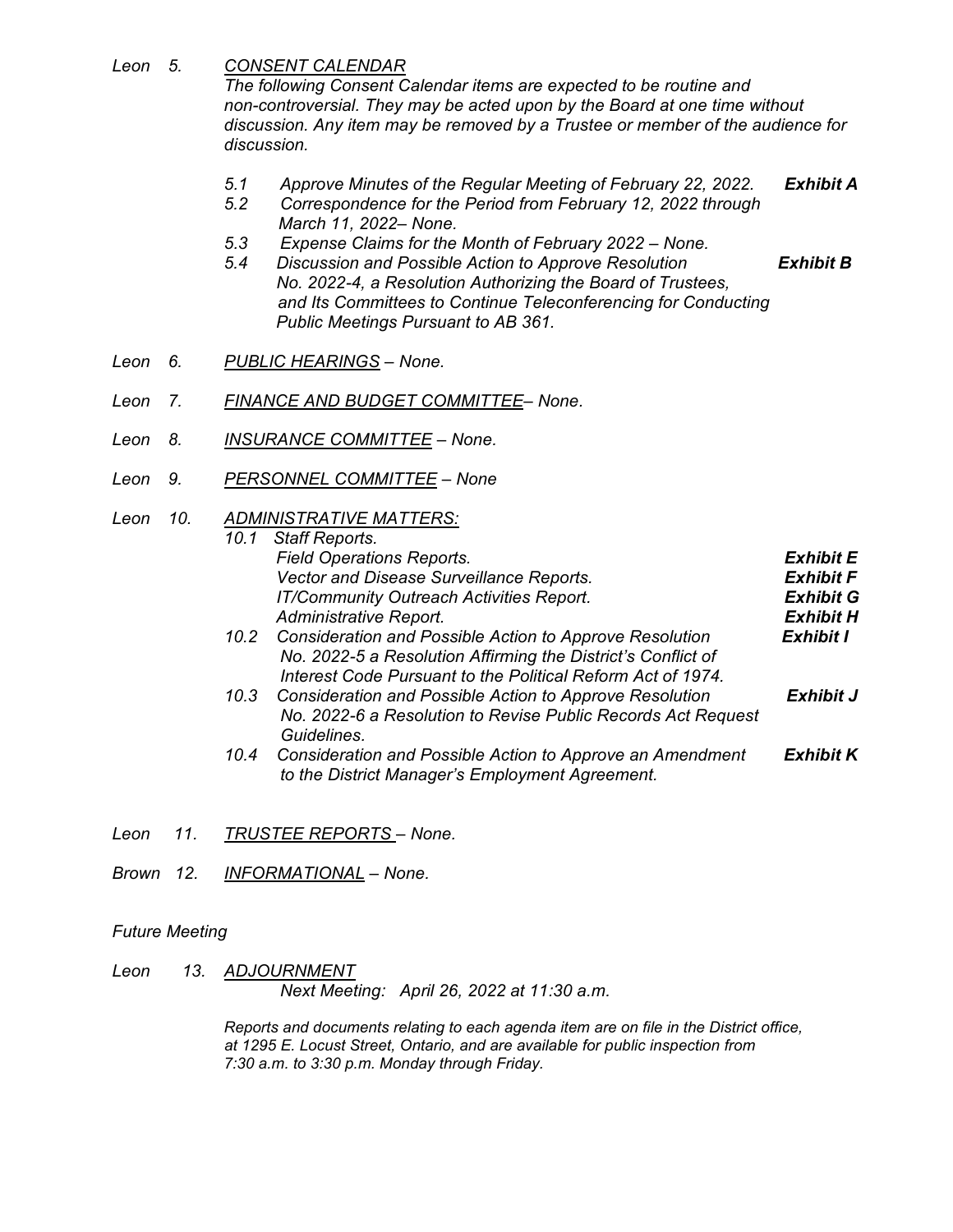*Leon 5. <u>CONSENT CALENDAR</u>*

*The following Consent Calendar items are expected to be routine and non-controversial. They may be acted upon by the Board at one time without discussion. Any item may be removed by a Trustee or member of the audience for discussion.*

- *5.1 Approve Minutes of the Regular Meeting of February 22, 2022.* ***Exhibit A***
- *5.2 Correspondence for the Period from February 12, 2022 through March 11, 2022– None.*
- *5.3 Expense Claims for the Month of February 2022 – None.*
- *5.4 Discussion and Possible Action to Approve Resolution No. 2022-4, a Resolution Authorizing the Board of Trustees, and Its Committees to Continue Teleconferencing for Conducting Public Meetings Pursuant to AB 361.* ***Exhibit B***

*Leon 6. <u>PUBLIC HEARINGS</u> – None.*

*Leon 7. <u>FINANCE AND BUDGET COMMITTEE</u>– None.*

*Leon 8. <u>INSURANCE COMMITTEE</u> – None.*

*Leon 9. <u>PERSONNEL COMMITTEE</u> – None*

*Leon 10. <u>ADMINISTRATIVE MATTERS:</u>*

- *10.1 Staff Reports.*
  - *Field Operations Reports.* ***Exhibit E***
  - *Vector and Disease Surveillance Reports.* ***Exhibit F***
  - *IT/Community Outreach Activities Report.* ***Exhibit G***
  - *Administrative Report.* ***Exhibit H***
- *10.2 Consideration and Possible Action to Approve Resolution No. 2022-5 a Resolution Affirming the District's Conflict of Interest Code Pursuant to the Political Reform Act of 1974.* ***Exhibit I***
- *10.3 Consideration and Possible Action to Approve Resolution No. 2022-6 a Resolution to Revise Public Records Act Request Guidelines.* ***Exhibit J***
- *10.4 Consideration and Possible Action to Approve an Amendment to the District Manager's Employment Agreement.* ***Exhibit K***

*Leon 11. <u>TRUSTEE REPORTS</u> – None.*

*Brown 12. <u>INFORMATIONAL</u> – None.*

*Future Meeting*

*Leon 13. <u>ADJOURNMENT</u>*

*Next Meeting: April 26, 2022 at 11:30 a.m.*

*Reports and documents relating to each agenda item are on file in the District office, at 1295 E. Locust Street, Ontario, and are available for public inspection from 7:30 a.m. to 3:30 p.m. Monday through Friday.*